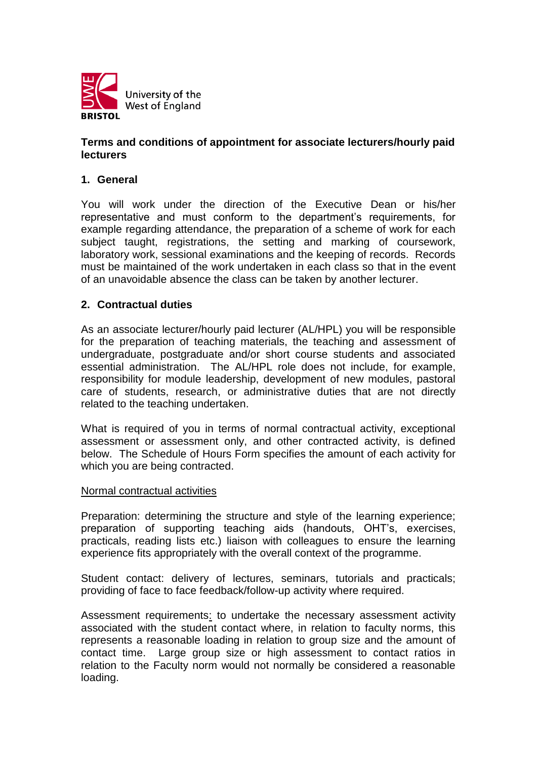University of the West of England
BRISTOL

**Terms and conditions of appointment for associate lecturers/hourly paid lecturers**

## 1. General

You will work under the direction of the Executive Dean or his/her representative and must conform to the department's requirements, for example regarding attendance, the preparation of a scheme of work for each subject taught, registrations, the setting and marking of coursework, laboratory work, sessional examinations and the keeping of records. Records must be maintained of the work undertaken in each class so that in the event of an unavoidable absence the class can be taken by another lecturer.

## 2. Contractual duties

As an associate lecturer/hourly paid lecturer (AL/HPL) you will be responsible for the preparation of teaching materials, the teaching and assessment of undergraduate, postgraduate and/or short course students and associated essential administration. The AL/HPL role does not include, for example, responsibility for module leadership, development of new modules, pastoral care of students, research, or administrative duties that are not directly related to the teaching undertaken.

What is required of you in terms of normal contractual activity, exceptional assessment or assessment only, and other contracted activity, is defined below. The Schedule of Hours Form specifies the amount of each activity for which you are being contracted.

Normal contractual activities

Preparation: determining the structure and style of the learning experience; preparation of supporting teaching aids (handouts, OHT's, exercises, practicals, reading lists etc.) liaison with colleagues to ensure the learning experience fits appropriately with the overall context of the programme.

Student contact: delivery of lectures, seminars, tutorials and practicals; providing of face to face feedback/follow-up activity where required.

Assessment requirements: to undertake the necessary assessment activity associated with the student contact where, in relation to faculty norms, this represents a reasonable loading in relation to group size and the amount of contact time. Large group size or high assessment to contact ratios in relation to the Faculty norm would not normally be considered a reasonable loading.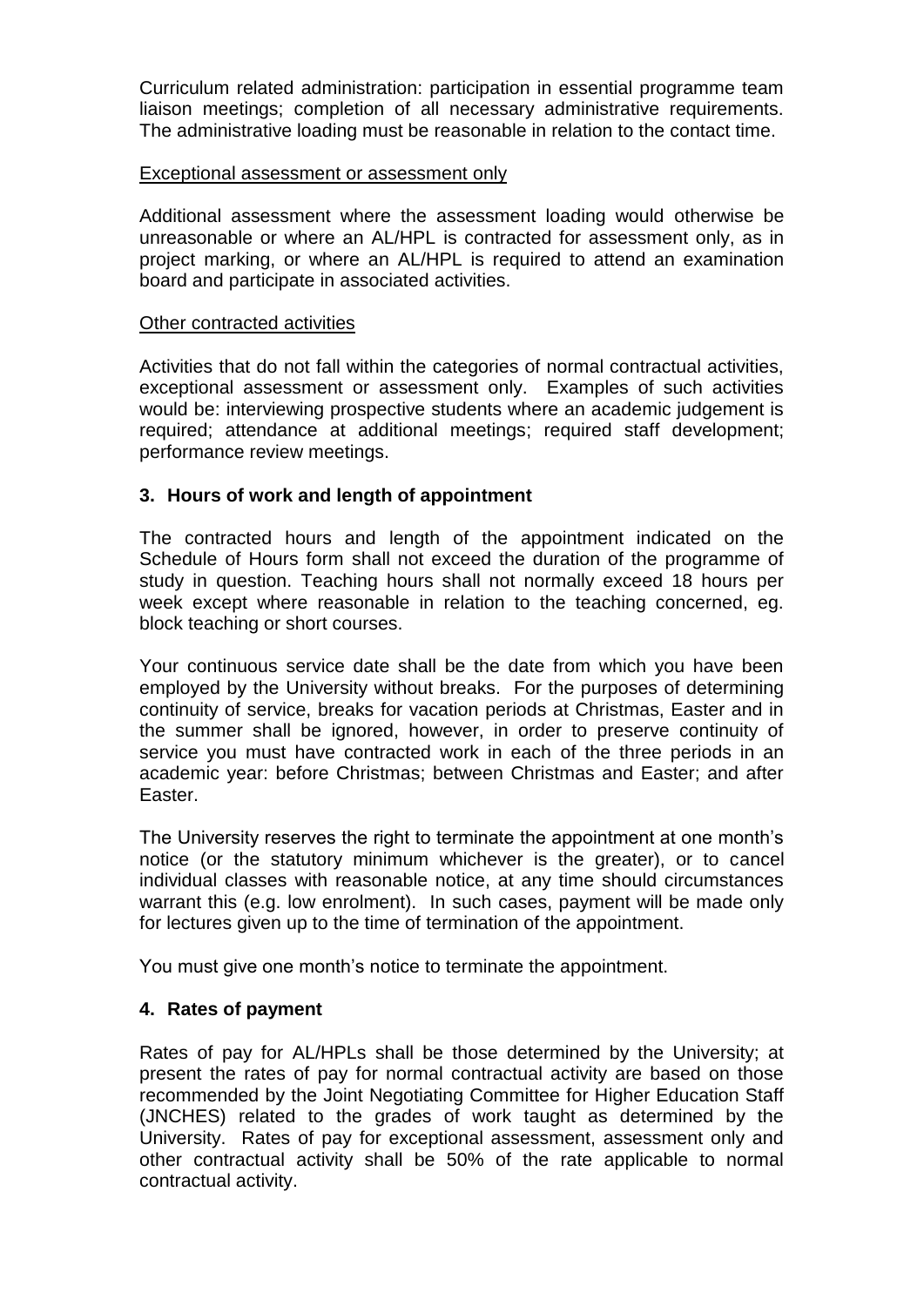Curriculum related administration: participation in essential programme team liaison meetings; completion of all necessary administrative requirements. The administrative loading must be reasonable in relation to the contact time.

Exceptional assessment or assessment only

Additional assessment where the assessment loading would otherwise be unreasonable or where an AL/HPL is contracted for assessment only, as in project marking, or where an AL/HPL is required to attend an examination board and participate in associated activities.

Other contracted activities

Activities that do not fall within the categories of normal contractual activities, exceptional assessment or assessment only. Examples of such activities would be: interviewing prospective students where an academic judgement is required; attendance at additional meetings; required staff development; performance review meetings.

## 3. Hours of work and length of appointment

The contracted hours and length of the appointment indicated on the Schedule of Hours form shall not exceed the duration of the programme of study in question. Teaching hours shall not normally exceed 18 hours per week except where reasonable in relation to the teaching concerned, eg. block teaching or short courses.

Your continuous service date shall be the date from which you have been employed by the University without breaks. For the purposes of determining continuity of service, breaks for vacation periods at Christmas, Easter and in the summer shall be ignored, however, in order to preserve continuity of service you must have contracted work in each of the three periods in an academic year: before Christmas; between Christmas and Easter; and after Easter.

The University reserves the right to terminate the appointment at one month's notice (or the statutory minimum whichever is the greater), or to cancel individual classes with reasonable notice, at any time should circumstances warrant this (e.g. low enrolment). In such cases, payment will be made only for lectures given up to the time of termination of the appointment.

You must give one month's notice to terminate the appointment.

## 4. Rates of payment

Rates of pay for AL/HPLs shall be those determined by the University; at present the rates of pay for normal contractual activity are based on those recommended by the Joint Negotiating Committee for Higher Education Staff (JNCHES) related to the grades of work taught as determined by the University. Rates of pay for exceptional assessment, assessment only and other contractual activity shall be 50% of the rate applicable to normal contractual activity.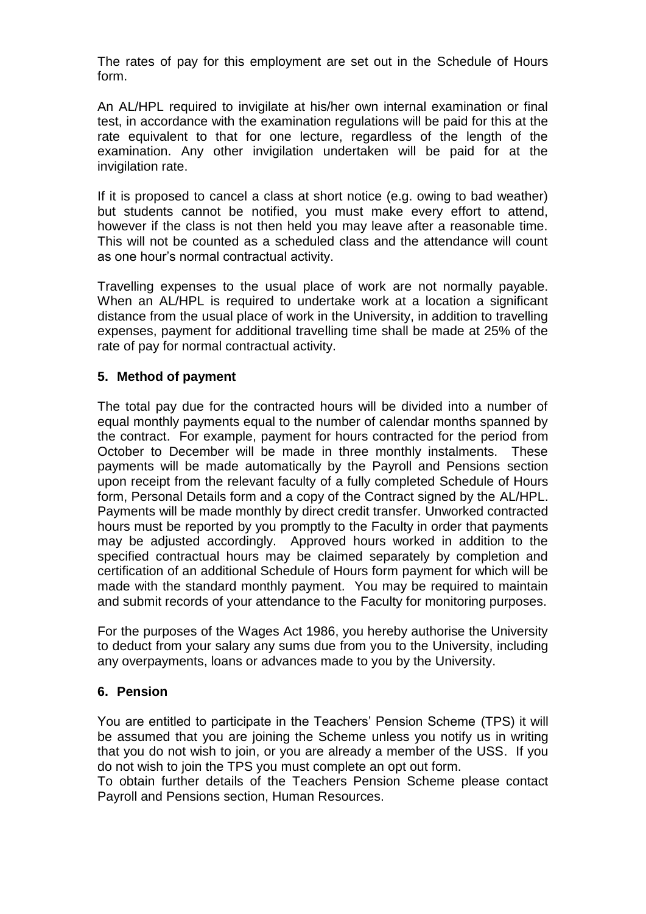The rates of pay for this employment are set out in the Schedule of Hours form.

An AL/HPL required to invigilate at his/her own internal examination or final test, in accordance with the examination regulations will be paid for this at the rate equivalent to that for one lecture, regardless of the length of the examination. Any other invigilation undertaken will be paid for at the invigilation rate.

If it is proposed to cancel a class at short notice (e.g. owing to bad weather) but students cannot be notified, you must make every effort to attend, however if the class is not then held you may leave after a reasonable time. This will not be counted as a scheduled class and the attendance will count as one hour's normal contractual activity.

Travelling expenses to the usual place of work are not normally payable. When an AL/HPL is required to undertake work at a location a significant distance from the usual place of work in the University, in addition to travelling expenses, payment for additional travelling time shall be made at 25% of the rate of pay for normal contractual activity.

## 5. Method of payment

The total pay due for the contracted hours will be divided into a number of equal monthly payments equal to the number of calendar months spanned by the contract. For example, payment for hours contracted for the period from October to December will be made in three monthly instalments. These payments will be made automatically by the Payroll and Pensions section upon receipt from the relevant faculty of a fully completed Schedule of Hours form, Personal Details form and a copy of the Contract signed by the AL/HPL. Payments will be made monthly by direct credit transfer. Unworked contracted hours must be reported by you promptly to the Faculty in order that payments may be adjusted accordingly. Approved hours worked in addition to the specified contractual hours may be claimed separately by completion and certification of an additional Schedule of Hours form payment for which will be made with the standard monthly payment. You may be required to maintain and submit records of your attendance to the Faculty for monitoring purposes.

For the purposes of the Wages Act 1986, you hereby authorise the University to deduct from your salary any sums due from you to the University, including any overpayments, loans or advances made to you by the University.

## 6. Pension

You are entitled to participate in the Teachers' Pension Scheme (TPS) it will be assumed that you are joining the Scheme unless you notify us in writing that you do not wish to join, or you are already a member of the USS. If you do not wish to join the TPS you must complete an opt out form.
To obtain further details of the Teachers Pension Scheme please contact Payroll and Pensions section, Human Resources.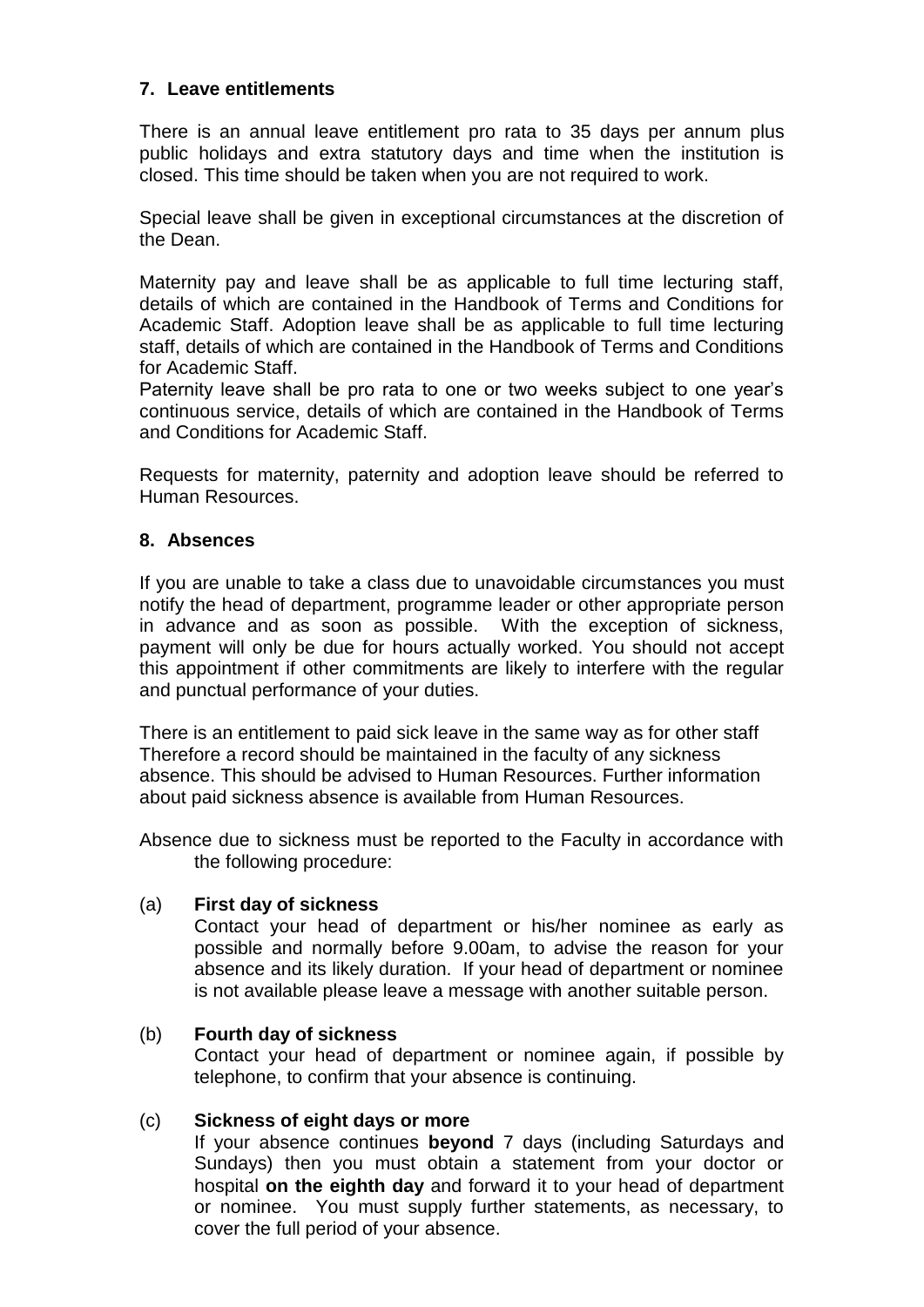## 7. Leave entitlements

There is an annual leave entitlement pro rata to 35 days per annum plus public holidays and extra statutory days and time when the institution is closed. This time should be taken when you are not required to work.

Special leave shall be given in exceptional circumstances at the discretion of the Dean.

Maternity pay and leave shall be as applicable to full time lecturing staff, details of which are contained in the Handbook of Terms and Conditions for Academic Staff. Adoption leave shall be as applicable to full time lecturing staff, details of which are contained in the Handbook of Terms and Conditions for Academic Staff.
Paternity leave shall be pro rata to one or two weeks subject to one year's continuous service, details of which are contained in the Handbook of Terms and Conditions for Academic Staff.

Requests for maternity, paternity and adoption leave should be referred to Human Resources.

## 8. Absences

If you are unable to take a class due to unavoidable circumstances you must notify the head of department, programme leader or other appropriate person in advance and as soon as possible. With the exception of sickness, payment will only be due for hours actually worked. You should not accept this appointment if other commitments are likely to interfere with the regular and punctual performance of your duties.

There is an entitlement to paid sick leave in the same way as for other staff Therefore a record should be maintained in the faculty of any sickness absence. This should be advised to Human Resources. Further information about paid sickness absence is available from Human Resources.

Absence due to sickness must be reported to the Faculty in accordance with the following procedure:

(a) **First day of sickness**
Contact your head of department or his/her nominee as early as possible and normally before 9.00am, to advise the reason for your absence and its likely duration. If your head of department or nominee is not available please leave a message with another suitable person.

(b) **Fourth day of sickness**
Contact your head of department or nominee again, if possible by telephone, to confirm that your absence is continuing.

(c) **Sickness of eight days or more**
If your absence continues **beyond** 7 days (including Saturdays and Sundays) then you must obtain a statement from your doctor or hospital **on the eighth day** and forward it to your head of department or nominee. You must supply further statements, as necessary, to cover the full period of your absence.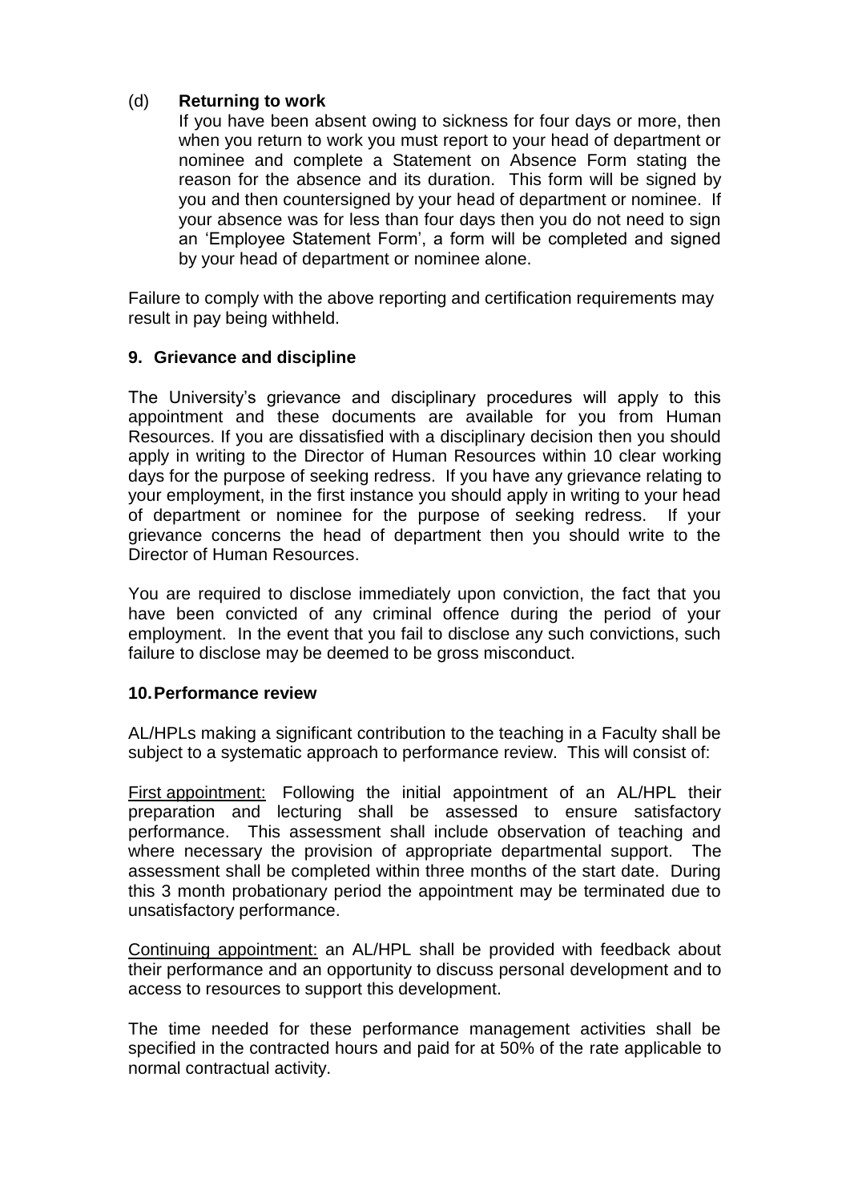(d) **Returning to work**

If you have been absent owing to sickness for four days or more, then when you return to work you must report to your head of department or nominee and complete a Statement on Absence Form stating the reason for the absence and its duration. This form will be signed by you and then countersigned by your head of department or nominee. If your absence was for less than four days then you do not need to sign an 'Employee Statement Form', a form will be completed and signed by your head of department or nominee alone.

Failure to comply with the above reporting and certification requirements may result in pay being withheld.

## 9. Grievance and discipline

The University's grievance and disciplinary procedures will apply to this appointment and these documents are available for you from Human Resources. If you are dissatisfied with a disciplinary decision then you should apply in writing to the Director of Human Resources within 10 clear working days for the purpose of seeking redress. If you have any grievance relating to your employment, in the first instance you should apply in writing to your head of department or nominee for the purpose of seeking redress. If your grievance concerns the head of department then you should write to the Director of Human Resources.

You are required to disclose immediately upon conviction, the fact that you have been convicted of any criminal offence during the period of your employment. In the event that you fail to disclose any such convictions, such failure to disclose may be deemed to be gross misconduct.

## 10. Performance review

AL/HPLs making a significant contribution to the teaching in a Faculty shall be subject to a systematic approach to performance review. This will consist of:

First appointment: Following the initial appointment of an AL/HPL their preparation and lecturing shall be assessed to ensure satisfactory performance. This assessment shall include observation of teaching and where necessary the provision of appropriate departmental support. The assessment shall be completed within three months of the start date. During this 3 month probationary period the appointment may be terminated due to unsatisfactory performance.

Continuing appointment: an AL/HPL shall be provided with feedback about their performance and an opportunity to discuss personal development and to access to resources to support this development.

The time needed for these performance management activities shall be specified in the contracted hours and paid for at 50% of the rate applicable to normal contractual activity.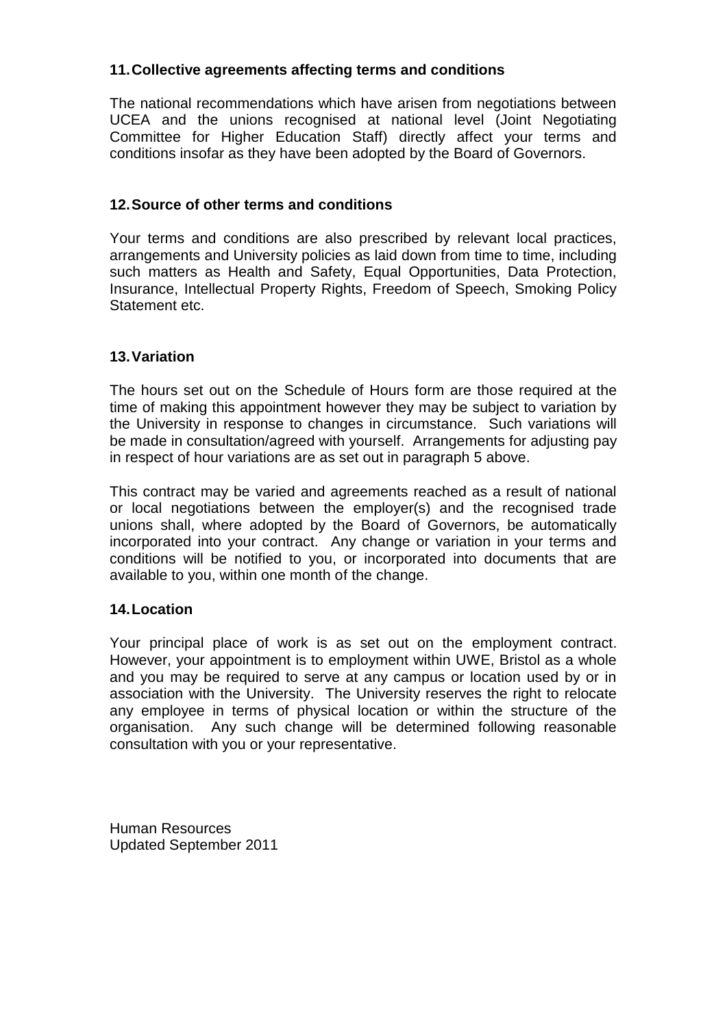## 11. Collective agreements affecting terms and conditions

The national recommendations which have arisen from negotiations between UCEA and the unions recognised at national level (Joint Negotiating Committee for Higher Education Staff) directly affect your terms and conditions insofar as they have been adopted by the Board of Governors.

## 12. Source of other terms and conditions

Your terms and conditions are also prescribed by relevant local practices, arrangements and University policies as laid down from time to time, including such matters as Health and Safety, Equal Opportunities, Data Protection, Insurance, Intellectual Property Rights, Freedom of Speech, Smoking Policy Statement etc.

## 13. Variation

The hours set out on the Schedule of Hours form are those required at the time of making this appointment however they may be subject to variation by the University in response to changes in circumstance. Such variations will be made in consultation/agreed with yourself. Arrangements for adjusting pay in respect of hour variations are as set out in paragraph 5 above.

This contract may be varied and agreements reached as a result of national or local negotiations between the employer(s) and the recognised trade unions shall, where adopted by the Board of Governors, be automatically incorporated into your contract. Any change or variation in your terms and conditions will be notified to you, or incorporated into documents that are available to you, within one month of the change.

## 14. Location

Your principal place of work is as set out on the employment contract. However, your appointment is to employment within UWE, Bristol as a whole and you may be required to serve at any campus or location used by or in association with the University. The University reserves the right to relocate any employee in terms of physical location or within the structure of the organisation. Any such change will be determined following reasonable consultation with you or your representative.

Human Resources
Updated September 2011